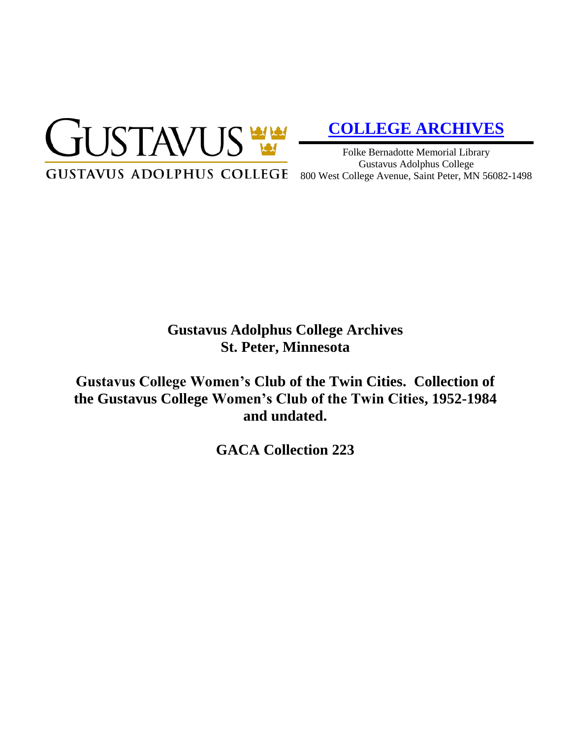GUSTAVUS

GUSTAVUS ADOLPHUS COLLEGE

**COLLEGE ARCHIVES**

Folke Bernadotte Memorial Library
Gustavus Adolphus College
800 West College Avenue, Saint Peter, MN 56082-1498

# Gustavus Adolphus College Archives
# St. Peter, Minnesota

## Gustavus College Women's Club of the Twin Cities. Collection of the Gustavus College Women's Club of the Twin Cities, 1952-1984 and undated.

## GACA Collection 223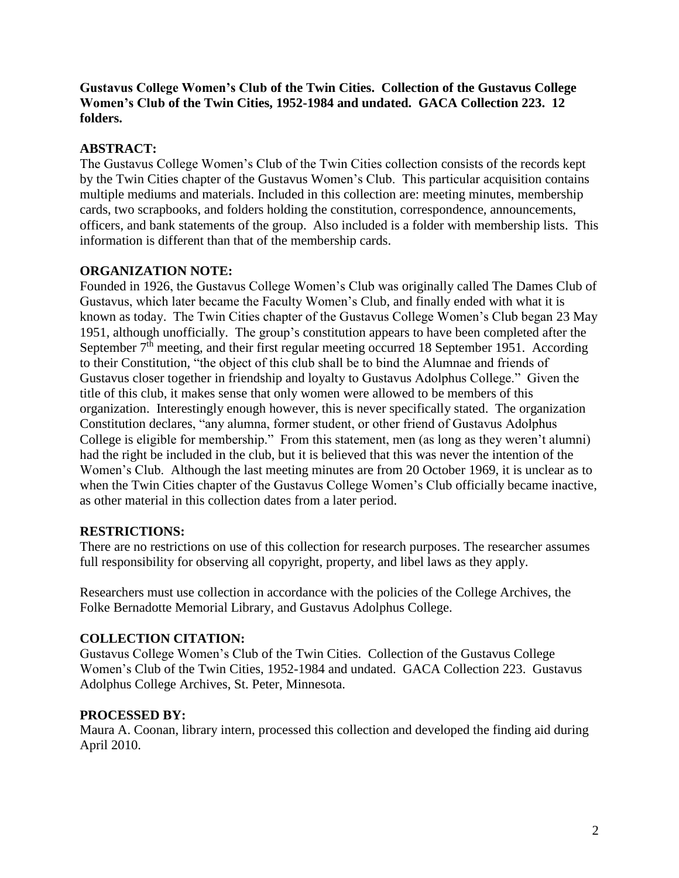**Gustavus College Women's Club of the Twin Cities. Collection of the Gustavus College Women's Club of the Twin Cities, 1952-1984 and undated. GACA Collection 223. 12 folders.**

## ABSTRACT:

The Gustavus College Women's Club of the Twin Cities collection consists of the records kept by the Twin Cities chapter of the Gustavus Women's Club. This particular acquisition contains multiple mediums and materials. Included in this collection are: meeting minutes, membership cards, two scrapbooks, and folders holding the constitution, correspondence, announcements, officers, and bank statements of the group. Also included is a folder with membership lists. This information is different than that of the membership cards.

## ORGANIZATION NOTE:

Founded in 1926, the Gustavus College Women's Club was originally called The Dames Club of Gustavus, which later became the Faculty Women's Club, and finally ended with what it is known as today. The Twin Cities chapter of the Gustavus College Women's Club began 23 May 1951, although unofficially. The group's constitution appears to have been completed after the September 7th meeting, and their first regular meeting occurred 18 September 1951. According to their Constitution, "the object of this club shall be to bind the Alumnae and friends of Gustavus closer together in friendship and loyalty to Gustavus Adolphus College." Given the title of this club, it makes sense that only women were allowed to be members of this organization. Interestingly enough however, this is never specifically stated. The organization Constitution declares, "any alumna, former student, or other friend of Gustavus Adolphus College is eligible for membership." From this statement, men (as long as they weren't alumni) had the right be included in the club, but it is believed that this was never the intention of the Women's Club. Although the last meeting minutes are from 20 October 1969, it is unclear as to when the Twin Cities chapter of the Gustavus College Women's Club officially became inactive, as other material in this collection dates from a later period.

## RESTRICTIONS:

There are no restrictions on use of this collection for research purposes. The researcher assumes full responsibility for observing all copyright, property, and libel laws as they apply.

Researchers must use collection in accordance with the policies of the College Archives, the Folke Bernadotte Memorial Library, and Gustavus Adolphus College.

## COLLECTION CITATION:

Gustavus College Women's Club of the Twin Cities. Collection of the Gustavus College Women's Club of the Twin Cities, 1952-1984 and undated. GACA Collection 223. Gustavus Adolphus College Archives, St. Peter, Minnesota.

## PROCESSED BY:

Maura A. Coonan, library intern, processed this collection and developed the finding aid during April 2010.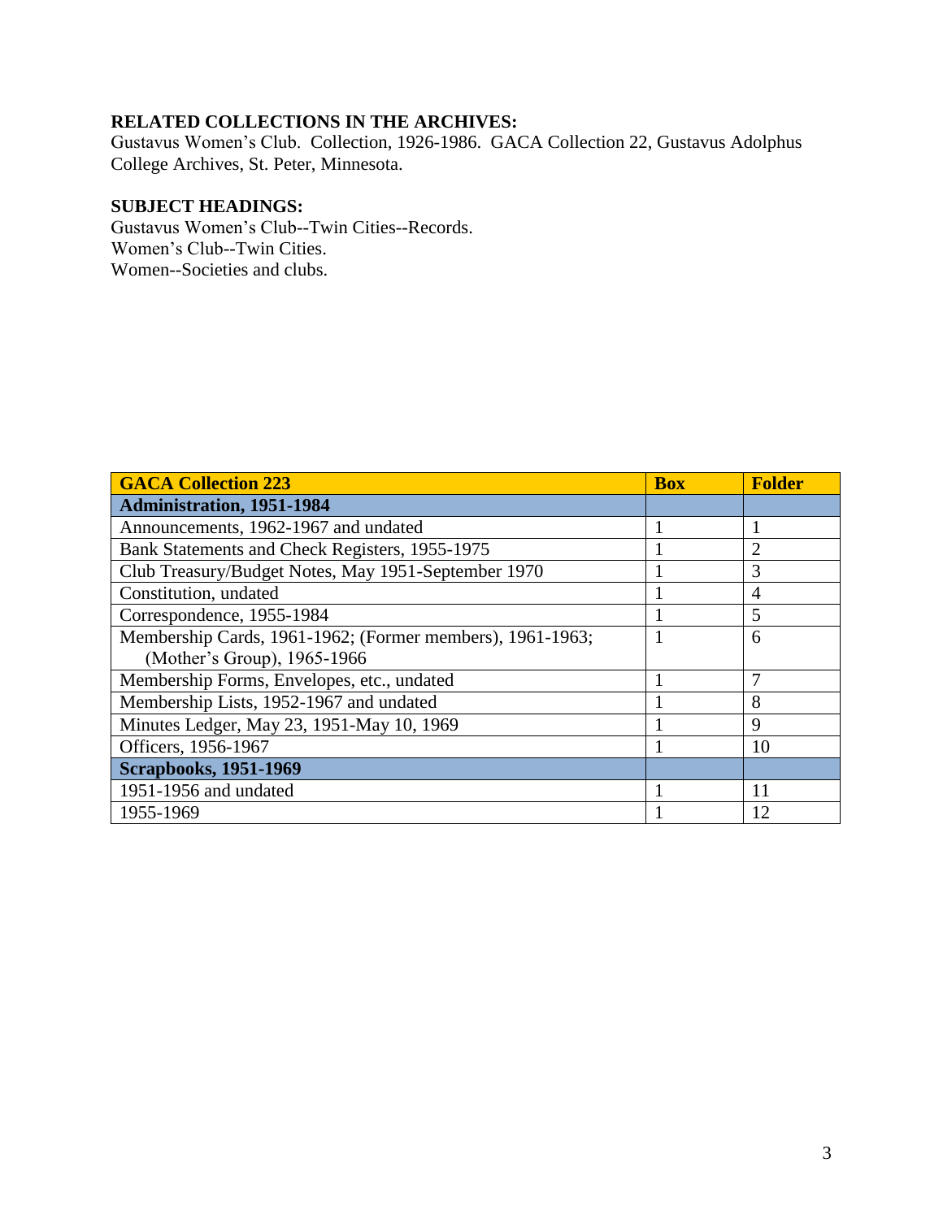**RELATED COLLECTIONS IN THE ARCHIVES:**
Gustavus Women's Club. Collection, 1926-1986. GACA Collection 22, Gustavus Adolphus College Archives, St. Peter, Minnesota.

**SUBJECT HEADINGS:**
Gustavus Women's Club--Twin Cities--Records.
Women's Club--Twin Cities.
Women--Societies and clubs.

| **GACA Collection 223** | **Box** | **Folder** |
|---|---|---|
| **Administration, 1951-1984** | | |
| Announcements, 1962-1967 and undated | 1 | 1 |
| Bank Statements and Check Registers, 1955-1975 | 1 | 2 |
| Club Treasury/Budget Notes, May 1951-September 1970 | 1 | 3 |
| Constitution, undated | 1 | 4 |
| Correspondence, 1955-1984 | 1 | 5 |
| Membership Cards, 1961-1962; (Former members), 1961-1963; (Mother's Group), 1965-1966 | 1 | 6 |
| Membership Forms, Envelopes, etc., undated | 1 | 7 |
| Membership Lists, 1952-1967 and undated | 1 | 8 |
| Minutes Ledger, May 23, 1951-May 10, 1969 | 1 | 9 |
| Officers, 1956-1967 | 1 | 10 |
| **Scrapbooks, 1951-1969** | | |
| 1951-1956 and undated | 1 | 11 |
| 1955-1969 | 1 | 12 |